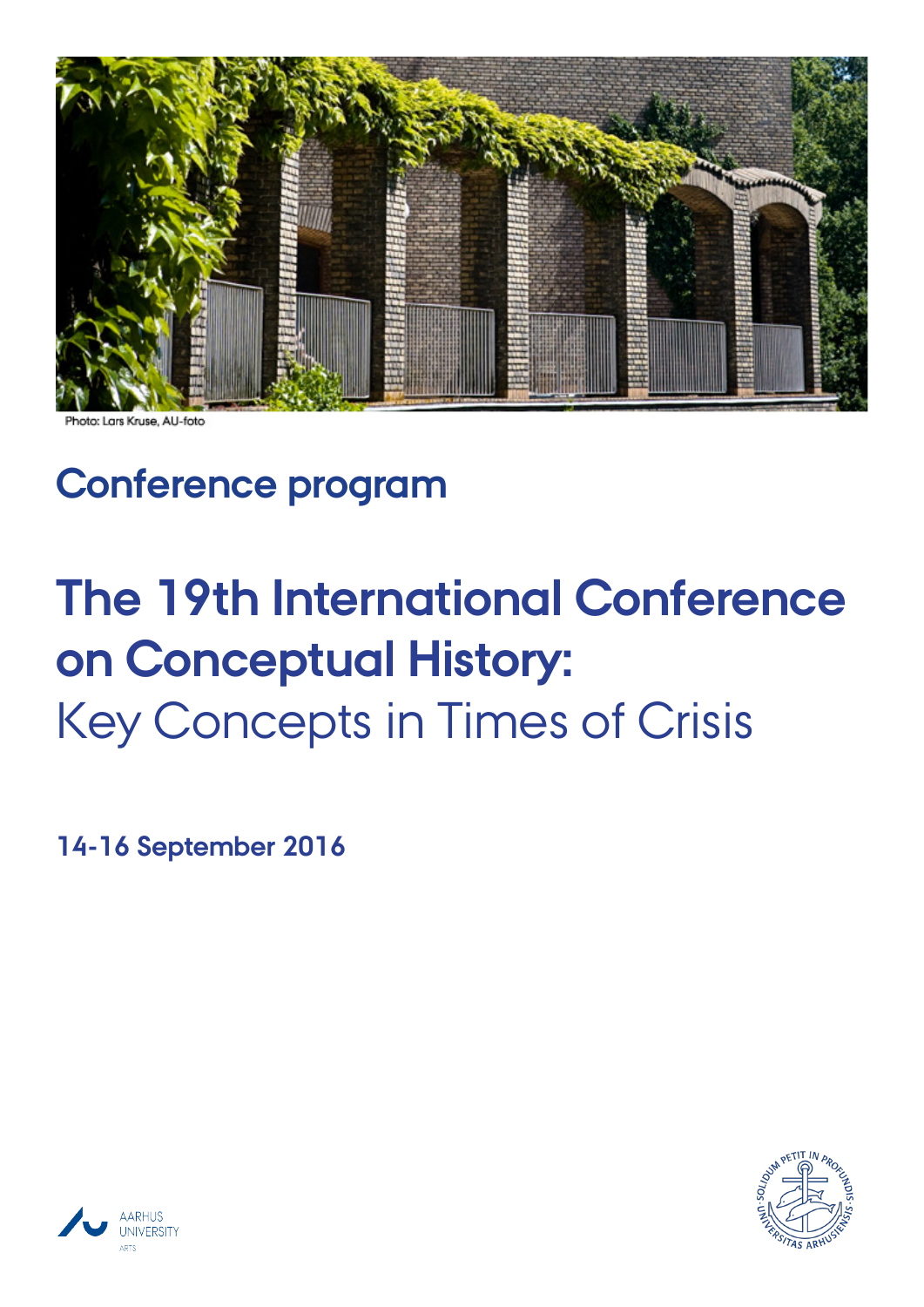Photo: Lars Kruse, AU-foto

## Conference program

# The 19th International Conference on Conceptual History:
Key Concepts in Times of Crisis

**14-16 September 2016**

AARHUS UNIVERSITY
ARTS

SOLIDUM PETIT IN PROFUNDIS · UNIVERSITAS ARHUSIENSIS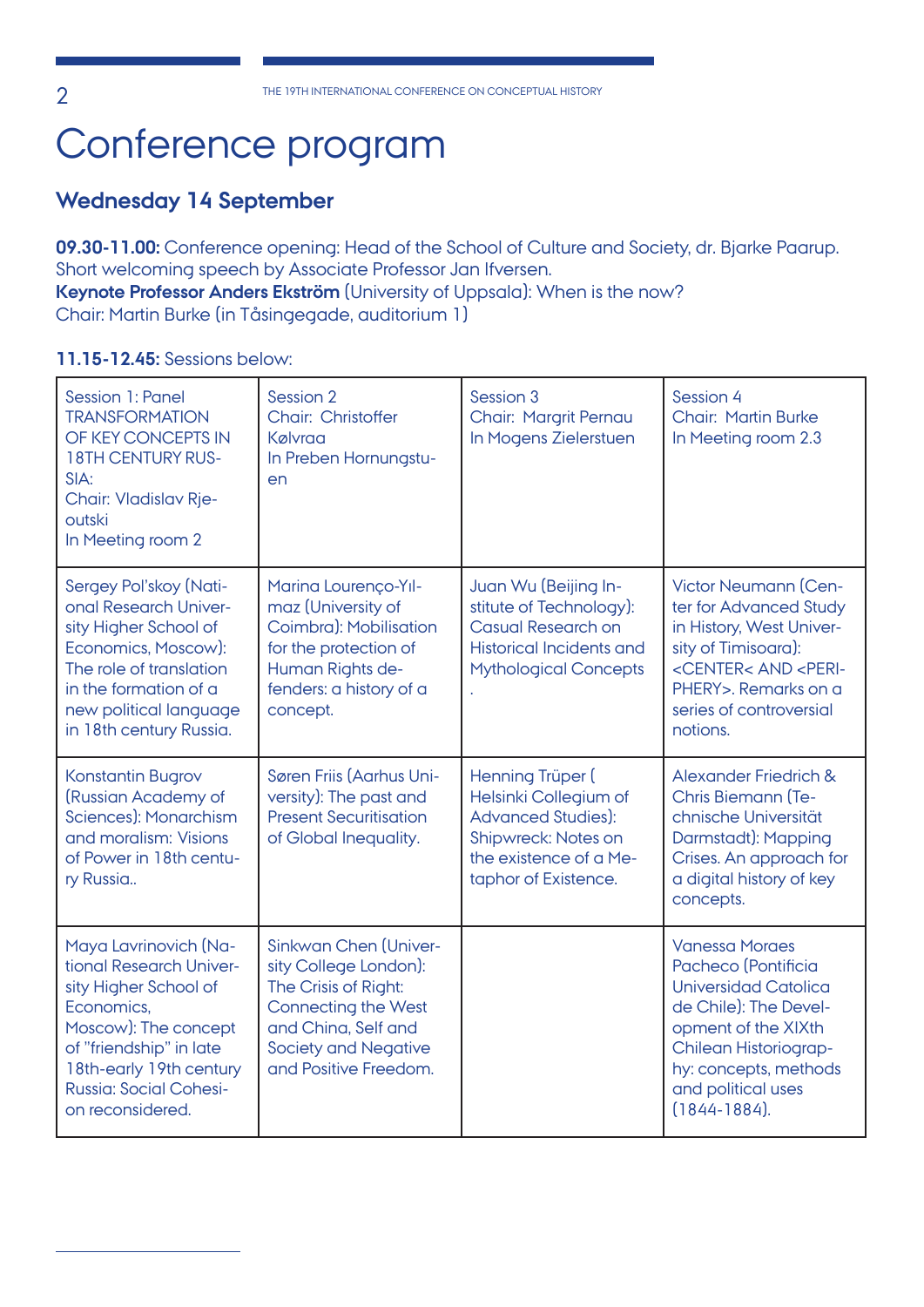# Conference program

## Wednesday 14 September

**09.30-11.00:** Conference opening: Head of the School of Culture and Society, dr. Bjarke Paarup.
Short welcoming speech by Associate Professor Jan Ifversen.
**Keynote Professor Anders Ekström** (University of Uppsala): When is the now?
Chair: Martin Burke (in Tåsingegade, auditorium 1)

**11.15-12.45:** Sessions below:

| Session 1: Panel TRANSFORMATION OF KEY CONCEPTS IN 18TH CENTURY RUSSIA: Chair: Vladislav Rjeoutski In Meeting room 2 | Session 2 Chair: Christoffer Kølvraa In Preben Hornungstuen | Session 3 Chair: Margrit Pernau In Mogens Zielerstuen | Session 4 Chair: Martin Burke In Meeting room 2.3 |
|---|---|---|---|
| Sergey Pol'skoy (National Research University Higher School of Economics, Moscow): The role of translation in the formation of a new political language in 18th century Russia. | Marina Lourenço-Yılmaz (University of Coimbra): Mobilisation for the protection of Human Rights defenders: a history of a concept. | Juan Wu (Beijing Institute of Technology): Casual Research on Historical Incidents and Mythological Concepts . | Victor Neumann (Center for Advanced Study in History, West University of Timisoara): <CENTER< AND <PERIPHERY>. Remarks on a series of controversial notions. |
| Konstantin Bugrov (Russian Academy of Sciences): Monarchism and moralism: Visions of Power in 18th century Russia.. | Søren Friis (Aarhus University): The past and Present Securitisation of Global Inequality. | Henning Trüper ( Helsinki Collegium of Advanced Studies): Shipwreck: Notes on the existence of a Metaphor of Existence. | Alexander Friedrich & Chris Biemann (Technische Universität Darmstadt): Mapping Crises. An approach for a digital history of key concepts. |
| Maya Lavrinovich (National Research University Higher School of Economics, Moscow): The concept of "friendship" in late 18th-early 19th century Russia: Social Cohesion reconsidered. | Sinkwan Chen (University College London): The Crisis of Right: Connecting the West and China, Self and Society and Negative and Positive Freedom. | | Vanessa Moraes Pacheco (Pontificia Universidad Catolica de Chile): The Development of the XIXth Chilean Historiography: concepts, methods and political uses (1844-1884). |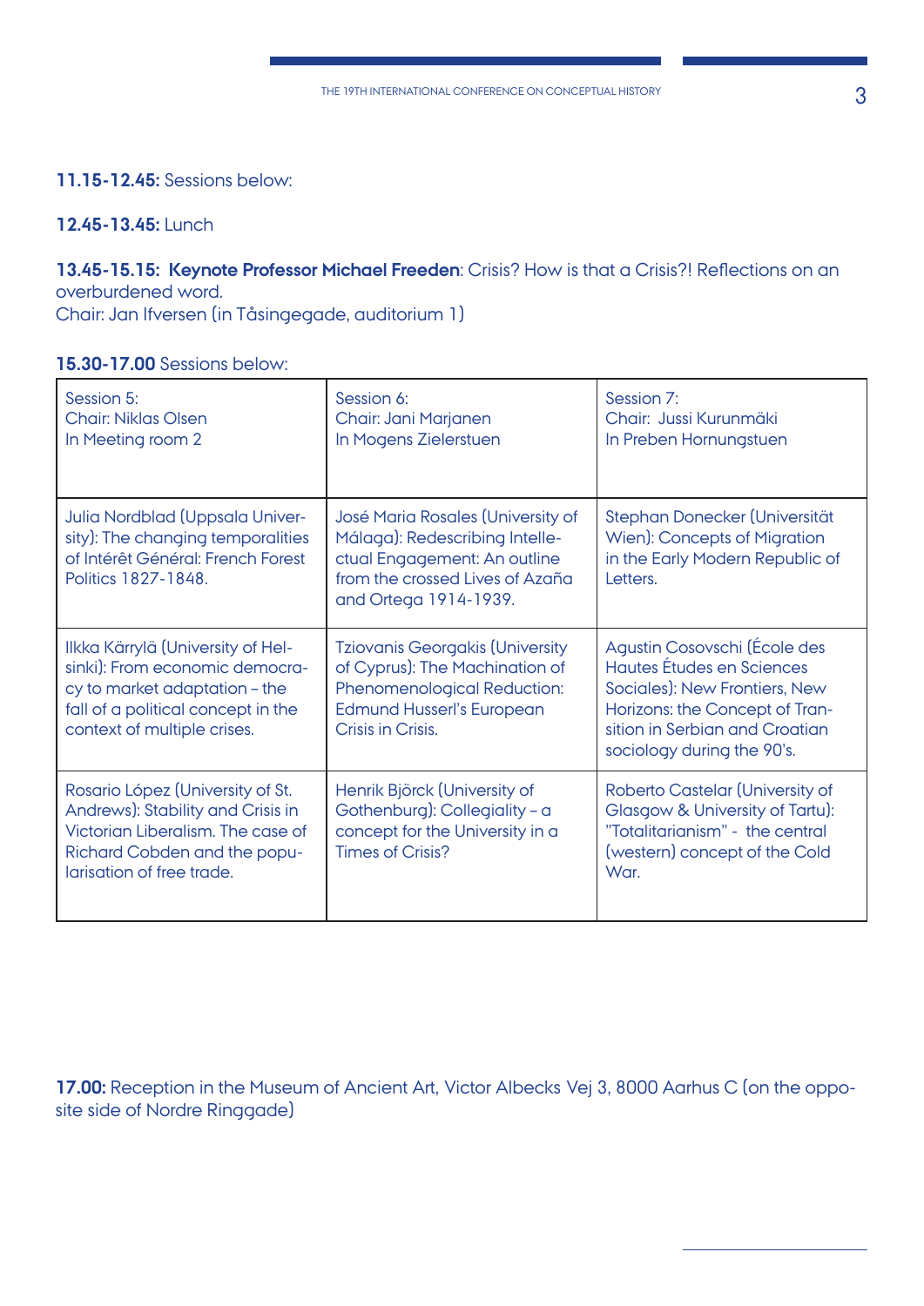**11.15-12.45:** Sessions below:

**12.45-13.45:** Lunch

**13.45-15.15: Keynote Professor Michael Freeden**: Crisis? How is that a Crisis?! Reflections on an overburdened word.
Chair: Jan Ifversen (in Tåsingegade, auditorium 1)

**15.30-17.00** Sessions below:

| Session 5:<br>Chair: Niklas Olsen<br>In Meeting room 2 | Session 6:<br>Chair: Jani Marjanen<br>In Mogens Zielerstuen | Session 7:<br>Chair: Jussi Kurunmäki<br>In Preben Hornungstuen |
|---|---|---|
| Julia Nordblad (Uppsala University): The changing temporalities of Intérêt Général: French Forest Politics 1827-1848. | José Maria Rosales (University of Málaga): Redescribing Intellectual Engagement: An outline from the crossed Lives of Azaña and Ortega 1914-1939. | Stephan Donecker (Universität Wien): Concepts of Migration in the Early Modern Republic of Letters. |
| Ilkka Kärrylä (University of Helsinki): From economic democracy to market adaptation – the fall of a political concept in the context of multiple crises. | Tziovanis Georgakis (University of Cyprus): The Machination of Phenomenological Reduction: Edmund Husserl's European Crisis in Crisis. | Agustin Cosovschi (École des Hautes Études en Sciences Sociales): New Frontiers, New Horizons: the Concept of Transition in Serbian and Croatian sociology during the 90's. |
| Rosario López (University of St. Andrews): Stability and Crisis in Victorian Liberalism. The case of Richard Cobden and the popularisation of free trade. | Henrik Björck (University of Gothenburg): Collegiality – a concept for the University in a Times of Crisis? | Roberto Castelar (University of Glasgow & University of Tartu): "Totalitarianism" - the central (western) concept of the Cold War. |

**17.00:** Reception in the Museum of Ancient Art, Victor Albecks Vej 3, 8000 Aarhus C (on the opposite side of Nordre Ringgade)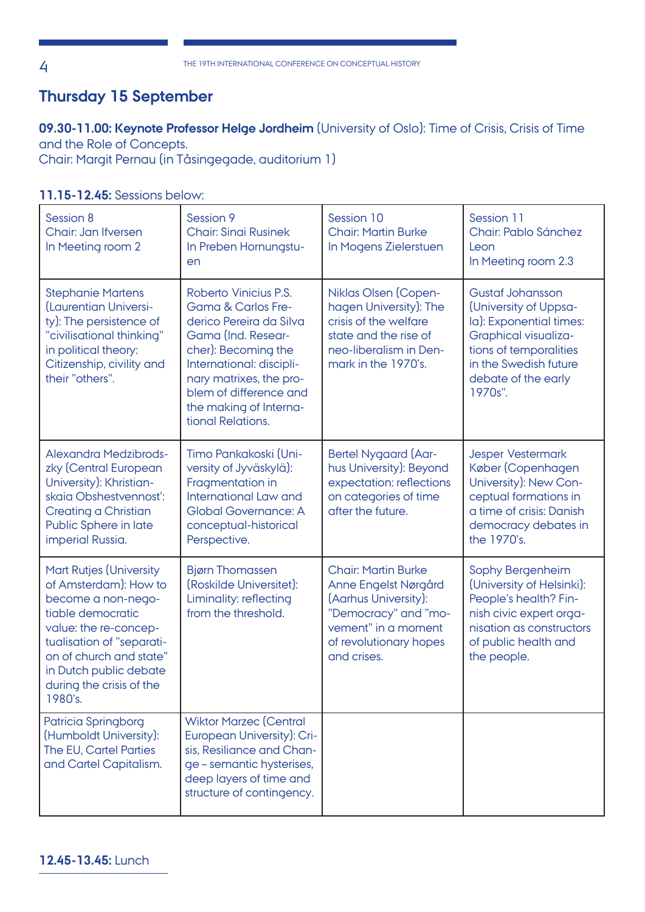## Thursday 15 September

**09.30-11.00: Keynote Professor Helge Jordheim** (University of Oslo): Time of Crisis, Crisis of Time and the Role of Concepts.
Chair: Margit Pernau (in Tåsingegade, auditorium 1)

**11.15-12.45:** Sessions below:

| Session 8<br>Chair: Jan Ifversen<br>In Meeting room 2 | Session 9<br>Chair: Sinai Rusinek<br>In Preben Hornungstuen | Session 10<br>Chair: Martin Burke<br>In Mogens Zielerstuen | Session 11<br>Chair: Pablo Sánchez Leon<br>In Meeting room 2.3 |
|---|---|---|---|
| Stephanie Martens (Laurentian University): The persistence of "civilisational thinking" in political theory: Citizenship, civility and their "others". | Roberto Vinicius P.S. Gama & Carlos Frederico Pereira da Silva Gama (Ind. Researcher): Becoming the International: disciplinary matrixes, the problem of difference and the making of International Relations. | Niklas Olsen (Copenhagen University): The crisis of the welfare state and the rise of neo-liberalism in Denmark in the 1970's. | Gustaf Johansson (University of Uppsala): Exponential times: Graphical visualizations of temporalities in the Swedish future debate of the early 1970s". |
| Alexandra Medzibrodszky (Central European University): Khristianskaia Obshestvennost': Creating a Christian Public Sphere in late imperial Russia. | Timo Pankakoski (University of Jyväskylä): Fragmentation in International Law and Global Governance: A conceptual-historical Perspective. | Bertel Nygaard (Aarhus University): Beyond expectation: reflections on categories of time after the future. | Jesper Vestermark Køber (Copenhagen University): New Conceptual formations in a time of crisis: Danish democracy debates in the 1970's. |
| Mart Rutjes (University of Amsterdam): How to become a non-negotiable democratic value: the re-conceptualisation of "separation of church and state" in Dutch public debate during the crisis of the 1980's. | Bjørn Thomassen (Roskilde Universitet): Liminality: reflecting from the threshold. | Chair: Martin Burke<br>Anne Engelst Nørgård (Aarhus University): "Democracy" and "movement" in a moment of revolutionary hopes and crises. | Sophy Bergenheim (University of Helsinki): People's health? Finnish civic expert organisation as constructors of public health and the people. |
| Patricia Springborg (Humboldt University): The EU, Cartel Parties and Cartel Capitalism. | Wiktor Marzec (Central European University): Crisis, Resiliance and Change – semantic hysterises, deep layers of time and structure of contingency. | | |

**12.45-13.45:** Lunch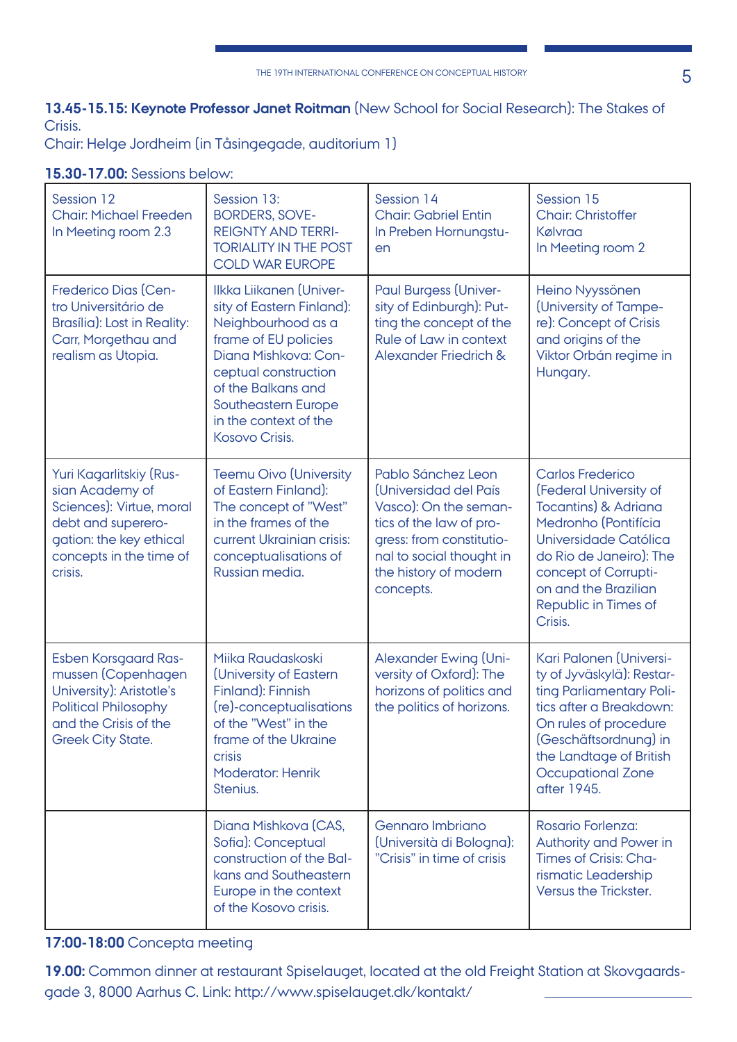**13.45-15.15: Keynote Professor Janet Roitman** (New School for Social Research): The Stakes of Crisis.
Chair: Helge Jordheim (in Tåsingegade, auditorium 1)

**15.30-17.00:** Sessions below:

| Session 12<br>Chair: Michael Freeden<br>In Meeting room 2.3 | Session 13:<br>BORDERS, SOVEREIGNTY AND TERRITORIALITY IN THE POST COLD WAR EUROPE | Session 14<br>Chair: Gabriel Entin<br>In Preben Hornungstuen | Session 15<br>Chair: Christoffer Kølvraa<br>In Meeting room 2 |
|---|---|---|---|
| Frederico Dias (Centro Universitário de Brasília): Lost in Reality: Carr, Morgethau and realism as Utopia. | Ilkka Liikanen (University of Eastern Finland): Neighbourhood as a frame of EU policies<br>Diana Mishkova: Conceptual construction of the Balkans and Southeastern Europe in the context of the Kosovo Crisis. | Paul Burgess (University of Edinburgh): Putting the concept of the Rule of Law in context<br>Alexander Friedrich & | Heino Nyyssönen (University of Tampere): Concept of Crisis and origins of the Viktor Orbán regime in Hungary. |
| Yuri Kagarlitskiy (Russian Academy of Sciences): Virtue, moral debt and supererogation: the key ethical concepts in the time of crisis. | Teemu Oivo (University of Eastern Finland): The concept of "West" in the frames of the current Ukrainian crisis: conceptualisations of Russian media. | Pablo Sánchez Leon (Universidad del País Vasco): On the semantics of the law of progress: from constitutional to social thought in the history of modern concepts. | Carlos Frederico (Federal University of Tocantins) & Adriana Medronho (Pontifícia Universidade Católica do Rio de Janeiro): The concept of Corruption and the Brazilian Republic in Times of Crisis. |
| Esben Korsgaard Rasmussen (Copenhagen University): Aristotle's Political Philosophy and the Crisis of the Greek City State. | Miika Raudaskoski (University of Eastern Finland): Finnish (re)-conceptualisations of the "West" in the frame of the Ukraine crisis<br>Moderator: Henrik Stenius. | Alexander Ewing (University of Oxford): The horizons of politics and the politics of horizons. | Kari Palonen (University of Jyväskylä): Restarting Parliamentary Politics after a Breakdown: On rules of procedure (Geschäftsordnung) in the Landtage of British Occupational Zone after 1945. |
| | Diana Mishkova (CAS, Sofia): Conceptual construction of the Balkans and Southeastern Europe in the context of the Kosovo crisis. | Gennaro Imbriano (Università di Bologna): "Crisis" in time of crisis | Rosario Forlenza: Authority and Power in Times of Crisis: Charismatic Leadership Versus the Trickster. |

**17:00-18:00** Concepta meeting

**19.00:** Common dinner at restaurant Spiselauget, located at the old Freight Station at Skovgaardsgade 3, 8000 Aarhus C. Link: http://www.spiselauget.dk/kontakt/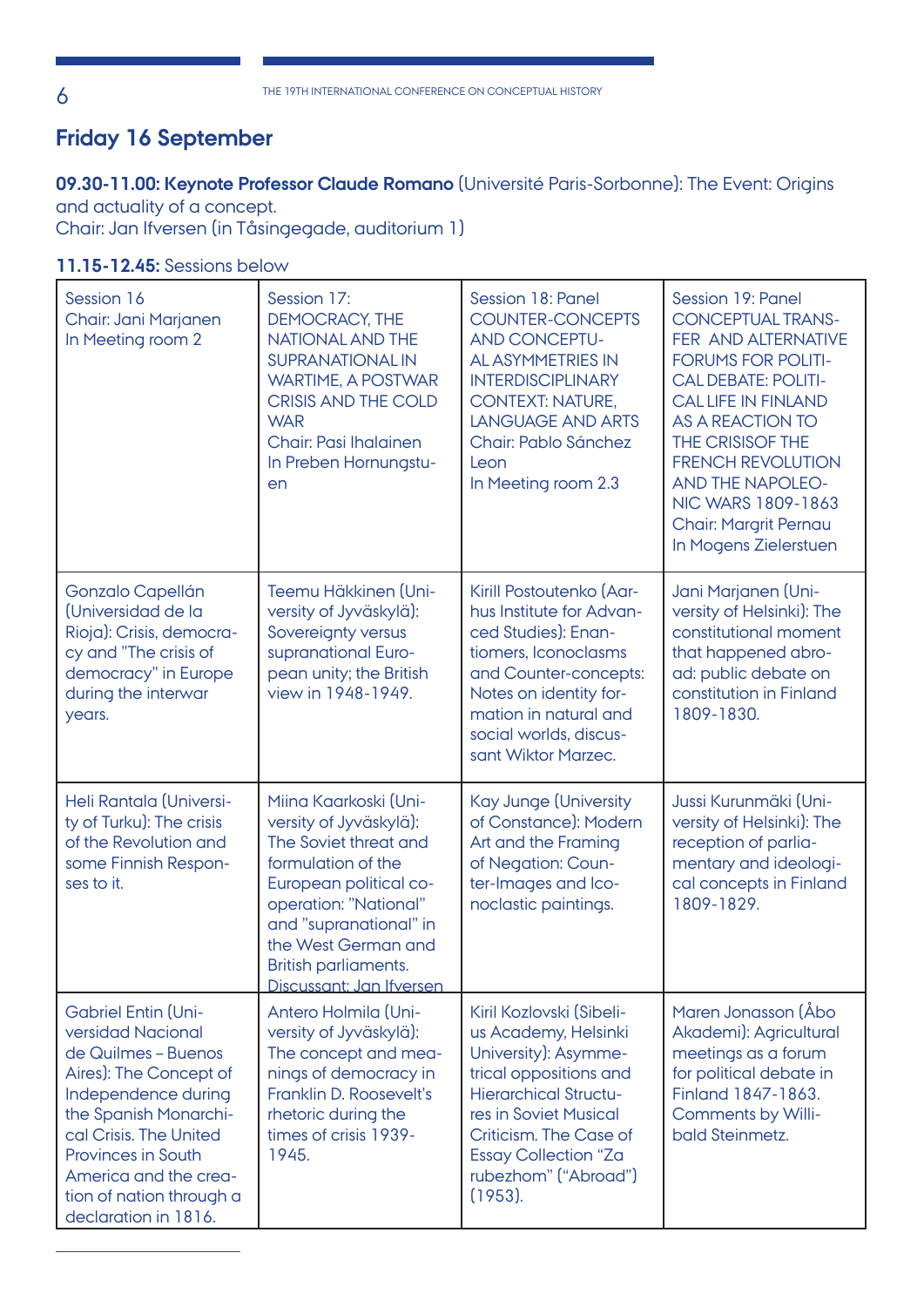## Friday 16 September

**09.30-11.00: Keynote Professor Claude Romano** (Université Paris-Sorbonne): The Event: Origins and actuality of a concept.
Chair: Jan Ifversen (in Tåsingegade, auditorium 1)

**11.15-12.45:** Sessions below

| Session 16<br>Chair: Jani Marjanen<br>In Meeting room 2 | Session 17:<br>DEMOCRACY, THE NATIONAL AND THE SUPRANATIONAL IN WARTIME, A POSTWAR CRISIS AND THE COLD WAR<br>Chair: Pasi Ihalainen<br>In Preben Hornungstuen | Session 18: Panel<br>COUNTER-CONCEPTS AND CONCEPTUAL ASYMMETRIES IN INTERDISCIPLINARY CONTEXT: NATURE, LANGUAGE AND ARTS<br>Chair: Pablo Sánchez Leon<br>In Meeting room 2.3 | Session 19: Panel<br>CONCEPTUAL TRANSFER AND ALTERNATIVE FORUMS FOR POLITICAL DEBATE: POLITICAL LIFE IN FINLAND AS A REACTION TO THE CRISISOF THE FRENCH REVOLUTION AND THE NAPOLEONIC WARS 1809-1863<br>Chair: Margrit Pernau<br>In Mogens Zielerstuen |
|---|---|---|---|
| Gonzalo Capellán (Universidad de la Rioja): Crisis, democracy and "The crisis of democracy" in Europe during the interwar years. | Teemu Häkkinen (University of Jyväskylä): Sovereignty versus supranational European unity; the British view in 1948-1949. | Kirill Postoutenko (Aarhus Institute for Advanced Studies): Enantiomers, Iconoclasms and Counter-concepts: Notes on identity formation in natural and social worlds, discussant Wiktor Marzec. | Jani Marjanen (University of Helsinki): The constitutional moment that happened abroad: public debate on constitution in Finland 1809-1830. |
| Heli Rantala (University of Turku): The crisis of the Revolution and some Finnish Responses to it. | Miina Kaarkoski (University of Jyväskylä): The Soviet threat and formulation of the European political cooperation: "National" and "supranational" in the West German and British parliaments.<br>Discussant: Jan Ifversen | Kay Junge (University of Constance): Modern Art and the Framing of Negation: Counter-Images and Iconoclastic paintings. | Jussi Kurunmäki (University of Helsinki): The reception of parliamentary and ideological concepts in Finland 1809-1829. |
| Gabriel Entin (Universidad Nacional de Quilmes – Buenos Aires): The Concept of Independence during the Spanish Monarchical Crisis. The United Provinces in South America and the creation of nation through a declaration in 1816. | Antero Holmila (University of Jyväskylä): The concept and meanings of democracy in Franklin D. Roosevelt's rhetoric during the times of crisis 1939-1945. | Kiril Kozlovski (Sibelius Academy, Helsinki University): Asymmetrical oppositions and Hierarchical Structures in Soviet Musical Criticism. The Case of Essay Collection "Za rubezhom" ("Abroad") (1953). | Maren Jonasson (Åbo Akademi): Agricultural meetings as a forum for political debate in Finland 1847-1863. Comments by Willibald Steinmetz. |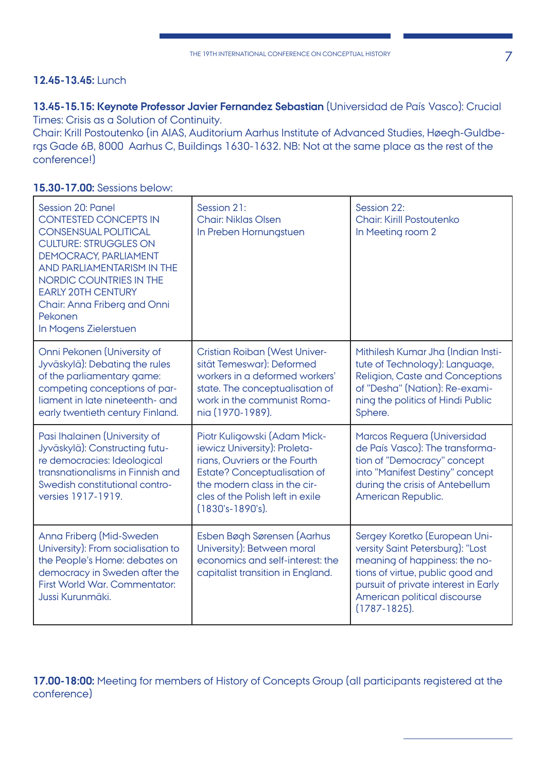**12.45-13.45:** Lunch

**13.45-15.15: Keynote Professor Javier Fernandez Sebastian** (Universidad de País Vasco): Crucial Times: Crisis as a Solution of Continuity.
Chair: Krill Postoutenko (in AIAS, Auditorium Aarhus Institute of Advanced Studies, Høegh-Guldbergs Gade 6B, 8000 Aarhus C, Buildings 1630-1632. NB: Not at the same place as the rest of the conference!)

**15.30-17.00:** Sessions below:

| Session 20: Panel CONTESTED CONCEPTS IN CONSENSUAL POLITICAL CULTURE: STRUGGLES ON DEMOCRACY, PARLIAMENT AND PARLIAMENTARISM IN THE NORDIC COUNTRIES IN THE EARLY 20TH CENTURY<br>Chair: Anna Friberg and Onni Pekonen<br>In Mogens Zielerstuen | Session 21:<br>Chair: Niklas Olsen<br>In Preben Hornungstuen | Session 22:<br>Chair: Kirill Postoutenko<br>In Meeting room 2 |
|---|---|---|
| Onni Pekonen (University of Jyväskylä): Debating the rules of the parliamentary game: competing conceptions of parliament in late nineteenth- and early twentieth century Finland. | Cristian Roiban (West Universität Temeswar): Deformed workers in a deformed workers' state. The conceptualisation of work in the communist Romania (1970-1989). | Mithilesh Kumar Jha (Indian Institute of Technology): Language, Religion, Caste and Conceptions of "Desha" (Nation): Re-examining the politics of Hindi Public Sphere. |
| Pasi Ihalainen (University of Jyväskylä): Constructing future democracies: Ideological transnationalisms in Finnish and Swedish constitutional controversies 1917-1919. | Piotr Kuligowski (Adam Mickiewicz University): Proletarians, Ouvriers or the Fourth Estate? Conceptualisation of the modern class in the circles of the Polish left in exile (1830's-1890's). | Marcos Reguera (Universidad de País Vasco): The transformation of "Democracy" concept into "Manifest Destiny" concept during the crisis of Antebellum American Republic. |
| Anna Friberg (Mid-Sweden University): From socialisation to the People's Home: debates on democracy in Sweden after the First World War. Commentator: Jussi Kurunmäki. | Esben Bøgh Sørensen (Aarhus University): Between moral economics and self-interest: the capitalist transition in England. | Sergey Koretko (European University Saint Petersburg): "Lost meaning of happiness: the notions of virtue, public good and pursuit of private interest in Early American political discourse (1787-1825). |

**17.00-18:00:** Meeting for members of History of Concepts Group (all participants registered at the conference)